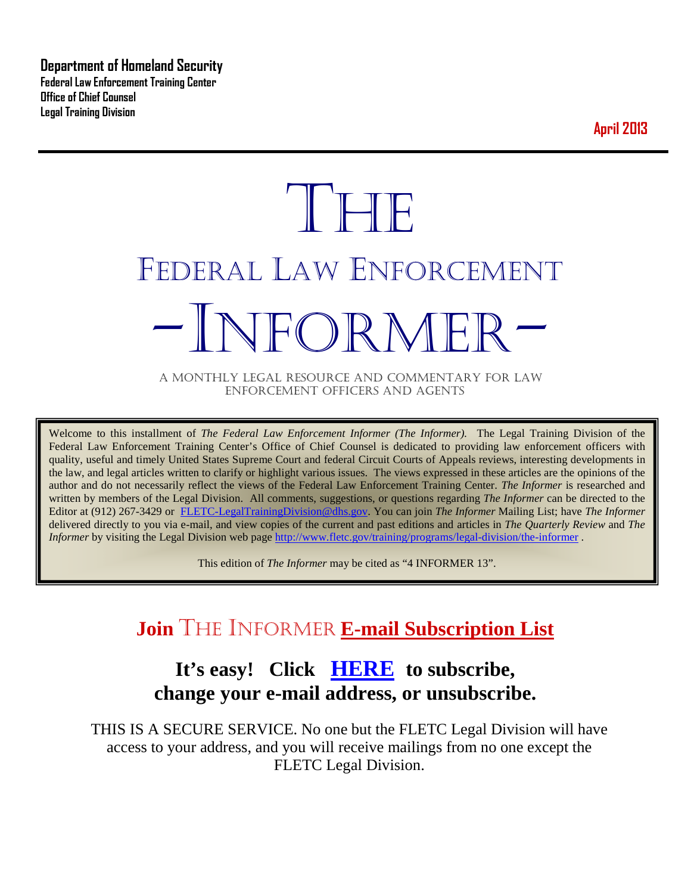**Department of Homeland Security**
**Federal Law Enforcement Training Center**
**Office of Chief Counsel**
**Legal Training Division**

**April 2013**

# THE
# FEDERAL LAW ENFORCEMENT
# -INFORMER-

A MONTHLY LEGAL RESOURCE AND COMMENTARY FOR LAW ENFORCEMENT OFFICERS AND AGENTS

Welcome to this installment of *The Federal Law Enforcement Informer (The Informer).* The Legal Training Division of the Federal Law Enforcement Training Center's Office of Chief Counsel is dedicated to providing law enforcement officers with quality, useful and timely United States Supreme Court and federal Circuit Courts of Appeals reviews, interesting developments in the law, and legal articles written to clarify or highlight various issues. The views expressed in these articles are the opinions of the author and do not necessarily reflect the views of the Federal Law Enforcement Training Center. *The Informer* is researched and written by members of the Legal Division. All comments, suggestions, or questions regarding *The Informer* can be directed to the Editor at (912) 267-3429 or FLETC-LegalTrainingDivision@dhs.gov. You can join *The Informer* Mailing List; have *The Informer* delivered directly to you via e-mail, and view copies of the current and past editions and articles in *The Quarterly Review* and *The Informer* by visiting the Legal Division web page http://www.fletc.gov/training/programs/legal-division/the-informer .

This edition of *The Informer* may be cited as "4 INFORMER 13".

## Join THE INFORMER E-mail Subscription List

### It's easy! Click HERE to subscribe, change your e-mail address, or unsubscribe.

THIS IS A SECURE SERVICE. No one but the FLETC Legal Division will have access to your address, and you will receive mailings from no one except the FLETC Legal Division.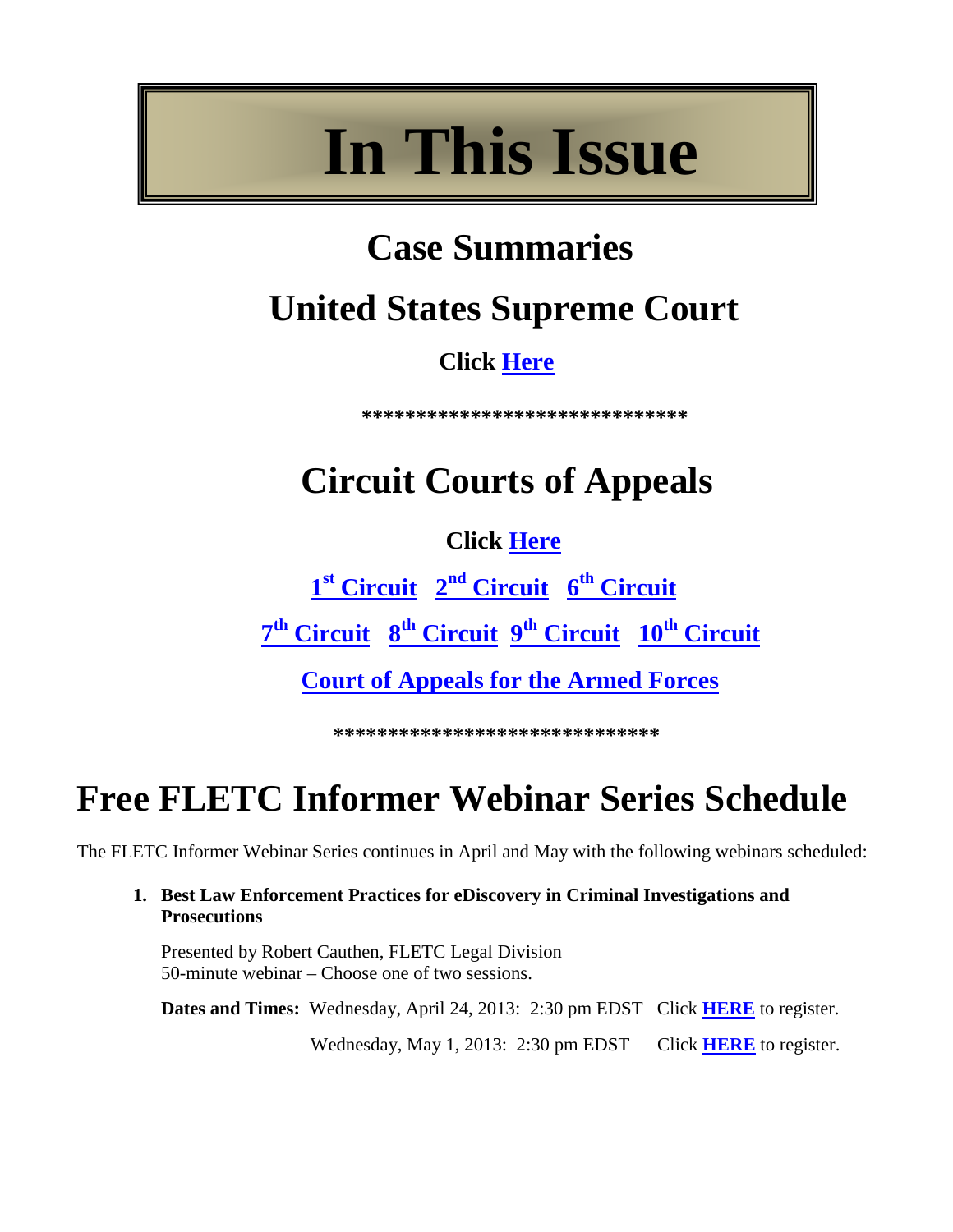# In This Issue

## Case Summaries

## United States Supreme Court

**Click Here**

*****************************

## Circuit Courts of Appeals

**Click Here**

**1st Circuit   2nd Circuit   6th Circuit**

**7th Circuit   8th Circuit   9th Circuit   10th Circuit**

**Court of Appeals for the Armed Forces**

******************************

# Free FLETC Informer Webinar Series Schedule

The FLETC Informer Webinar Series continues in April and May with the following webinars scheduled:

1. **Best Law Enforcement Practices for eDiscovery in Criminal Investigations and Prosecutions**

   Presented by Robert Cauthen, FLETC Legal Division
   50-minute webinar – Choose one of two sessions.

   **Dates and Times:** Wednesday, April 24, 2013: 2:30 pm EDST   Click **HERE** to register.

   Wednesday, May 1, 2013: 2:30 pm EDST   Click **HERE** to register.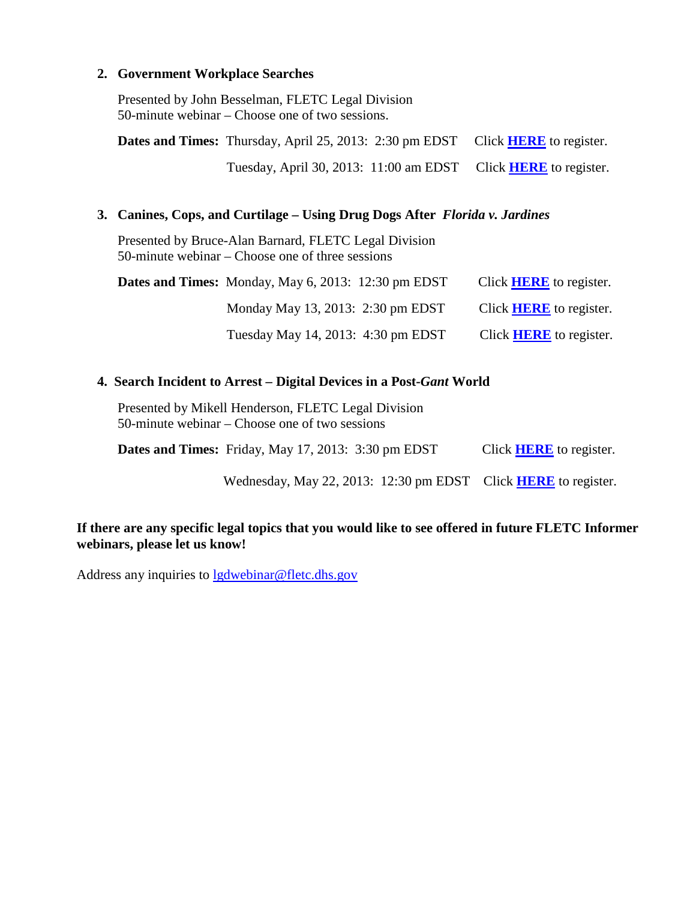2. **Government Workplace Searches**

   Presented by John Besselman, FLETC Legal Division
   50-minute webinar – Choose one of two sessions.

   **Dates and Times:** Thursday, April 25, 2013: 2:30 pm EDST Click **HERE** to register.

   Tuesday, April 30, 2013: 11:00 am EDST Click **HERE** to register.

3. **Canines, Cops, and Curtilage – Using Drug Dogs After *Florida v. Jardines***

   Presented by Bruce-Alan Barnard, FLETC Legal Division
   50-minute webinar – Choose one of three sessions

   **Dates and Times:** Monday, May 6, 2013: 12:30 pm EDST Click **HERE** to register.

   Monday May 13, 2013: 2:30 pm EDST Click **HERE** to register.

   Tuesday May 14, 2013: 4:30 pm EDST Click **HERE** to register.

4. **Search Incident to Arrest – Digital Devices in a Post-*Gant* World**

   Presented by Mikell Henderson, FLETC Legal Division
   50-minute webinar – Choose one of two sessions

   **Dates and Times:** Friday, May 17, 2013: 3:30 pm EDST Click **HERE** to register.

   Wednesday, May 22, 2013: 12:30 pm EDST Click **HERE** to register.

**If there are any specific legal topics that you would like to see offered in future FLETC Informer webinars, please let us know!**

Address any inquiries to lgdwebinar@fletc.dhs.gov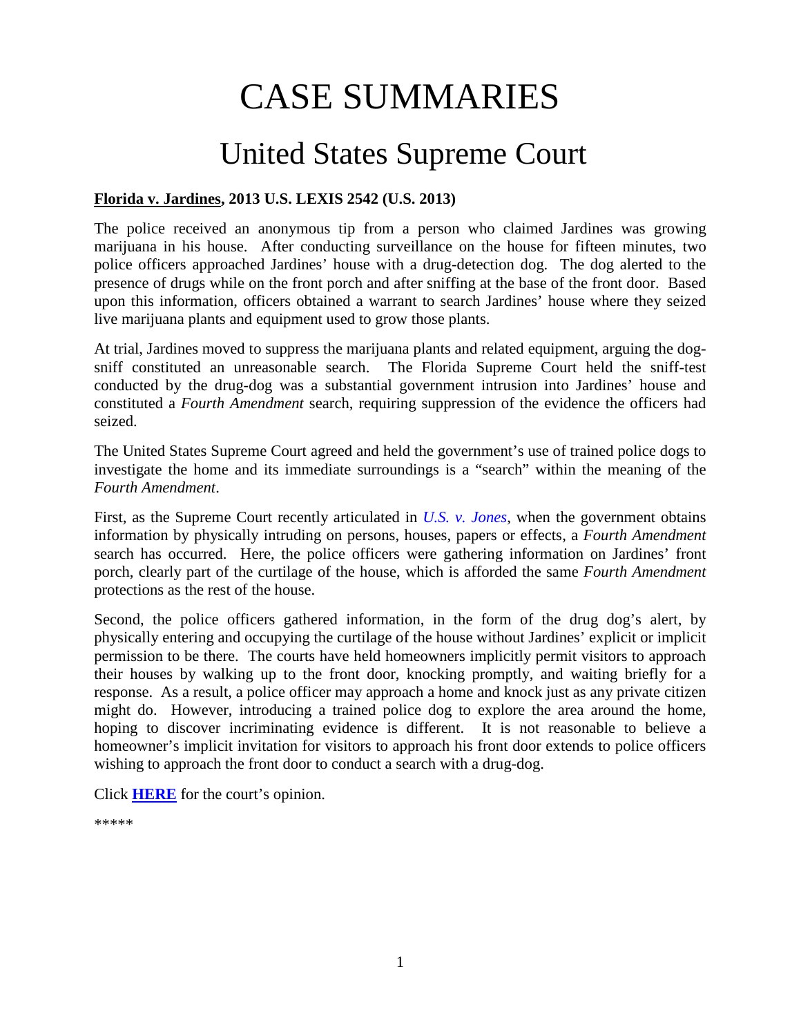# CASE SUMMARIES

## United States Supreme Court

**Florida v. Jardines, 2013 U.S. LEXIS 2542 (U.S. 2013)**

The police received an anonymous tip from a person who claimed Jardines was growing marijuana in his house. After conducting surveillance on the house for fifteen minutes, two police officers approached Jardines' house with a drug-detection dog. The dog alerted to the presence of drugs while on the front porch and after sniffing at the base of the front door. Based upon this information, officers obtained a warrant to search Jardines' house where they seized live marijuana plants and equipment used to grow those plants.

At trial, Jardines moved to suppress the marijuana plants and related equipment, arguing the dog-sniff constituted an unreasonable search. The Florida Supreme Court held the sniff-test conducted by the drug-dog was a substantial government intrusion into Jardines' house and constituted a *Fourth Amendment* search, requiring suppression of the evidence the officers had seized.

The United States Supreme Court agreed and held the government's use of trained police dogs to investigate the home and its immediate surroundings is a "search" within the meaning of the *Fourth Amendment*.

First, as the Supreme Court recently articulated in *U.S. v. Jones*, when the government obtains information by physically intruding on persons, houses, papers or effects, a *Fourth Amendment* search has occurred. Here, the police officers were gathering information on Jardines' front porch, clearly part of the curtilage of the house, which is afforded the same *Fourth Amendment* protections as the rest of the house.

Second, the police officers gathered information, in the form of the drug dog's alert, by physically entering and occupying the curtilage of the house without Jardines' explicit or implicit permission to be there. The courts have held homeowners implicitly permit visitors to approach their houses by walking up to the front door, knocking promptly, and waiting briefly for a response. As a result, a police officer may approach a home and knock just as any private citizen might do. However, introducing a trained police dog to explore the area around the home, hoping to discover incriminating evidence is different. It is not reasonable to believe a homeowner's implicit invitation for visitors to approach his front door extends to police officers wishing to approach the front door to conduct a search with a drug-dog.

Click **HERE** for the court's opinion.

*****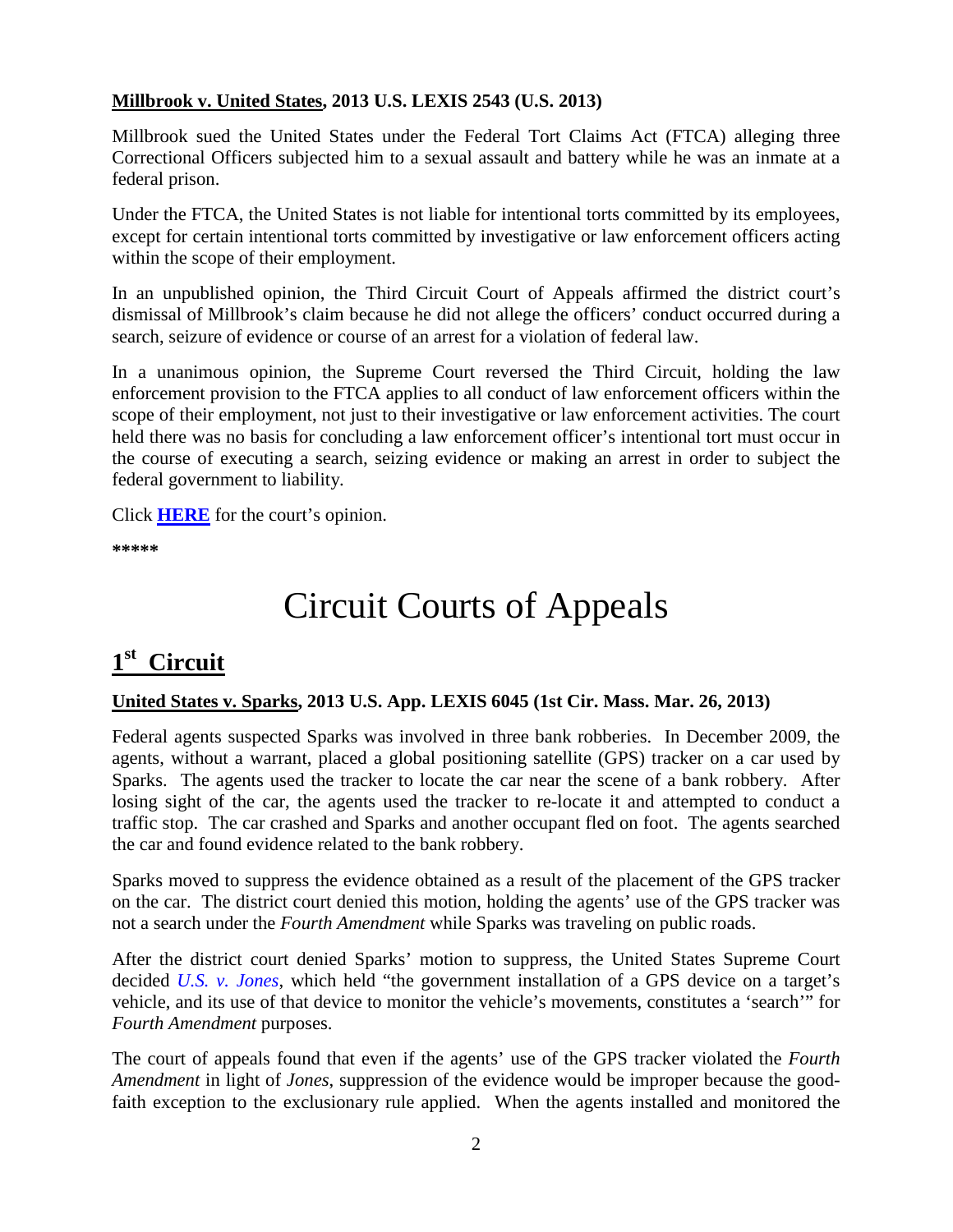**Millbrook v. United States, 2013 U.S. LEXIS 2543 (U.S. 2013)**

Millbrook sued the United States under the Federal Tort Claims Act (FTCA) alleging three Correctional Officers subjected him to a sexual assault and battery while he was an inmate at a federal prison.

Under the FTCA, the United States is not liable for intentional torts committed by its employees, except for certain intentional torts committed by investigative or law enforcement officers acting within the scope of their employment.

In an unpublished opinion, the Third Circuit Court of Appeals affirmed the district court's dismissal of Millbrook's claim because he did not allege the officers' conduct occurred during a search, seizure of evidence or course of an arrest for a violation of federal law.

In a unanimous opinion, the Supreme Court reversed the Third Circuit, holding the law enforcement provision to the FTCA applies to all conduct of law enforcement officers within the scope of their employment, not just to their investigative or law enforcement activities. The court held there was no basis for concluding a law enforcement officer's intentional tort must occur in the course of executing a search, seizing evidence or making an arrest in order to subject the federal government to liability.

Click **HERE** for the court's opinion.

**\*\*\*\*\***

# Circuit Courts of Appeals

## 1st Circuit

**United States v. Sparks, 2013 U.S. App. LEXIS 6045 (1st Cir. Mass. Mar. 26, 2013)**

Federal agents suspected Sparks was involved in three bank robberies. In December 2009, the agents, without a warrant, placed a global positioning satellite (GPS) tracker on a car used by Sparks. The agents used the tracker to locate the car near the scene of a bank robbery. After losing sight of the car, the agents used the tracker to re-locate it and attempted to conduct a traffic stop. The car crashed and Sparks and another occupant fled on foot. The agents searched the car and found evidence related to the bank robbery.

Sparks moved to suppress the evidence obtained as a result of the placement of the GPS tracker on the car. The district court denied this motion, holding the agents' use of the GPS tracker was not a search under the *Fourth Amendment* while Sparks was traveling on public roads.

After the district court denied Sparks' motion to suppress, the United States Supreme Court decided *U.S. v. Jones*, which held "the government installation of a GPS device on a target's vehicle, and its use of that device to monitor the vehicle's movements, constitutes a 'search'" for *Fourth Amendment* purposes.

The court of appeals found that even if the agents' use of the GPS tracker violated the *Fourth Amendment* in light of *Jones*, suppression of the evidence would be improper because the good-faith exception to the exclusionary rule applied. When the agents installed and monitored the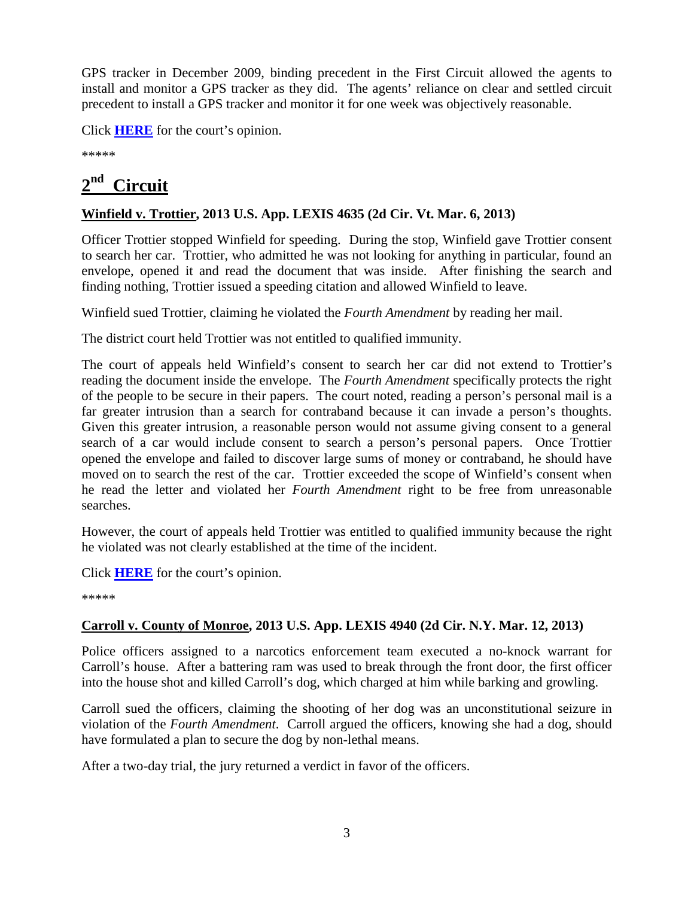GPS tracker in December 2009, binding precedent in the First Circuit allowed the agents to install and monitor a GPS tracker as they did. The agents' reliance on clear and settled circuit precedent to install a GPS tracker and monitor it for one week was objectively reasonable.

Click **HERE** for the court's opinion.

*****

# 2nd Circuit

**Winfield v. Trottier, 2013 U.S. App. LEXIS 4635 (2d Cir. Vt. Mar. 6, 2013)**

Officer Trottier stopped Winfield for speeding. During the stop, Winfield gave Trottier consent to search her car. Trottier, who admitted he was not looking for anything in particular, found an envelope, opened it and read the document that was inside. After finishing the search and finding nothing, Trottier issued a speeding citation and allowed Winfield to leave.

Winfield sued Trottier, claiming he violated the *Fourth Amendment* by reading her mail.

The district court held Trottier was not entitled to qualified immunity.

The court of appeals held Winfield's consent to search her car did not extend to Trottier's reading the document inside the envelope. The *Fourth Amendment* specifically protects the right of the people to be secure in their papers. The court noted, reading a person's personal mail is a far greater intrusion than a search for contraband because it can invade a person's thoughts. Given this greater intrusion, a reasonable person would not assume giving consent to a general search of a car would include consent to search a person's personal papers. Once Trottier opened the envelope and failed to discover large sums of money or contraband, he should have moved on to search the rest of the car. Trottier exceeded the scope of Winfield's consent when he read the letter and violated her *Fourth Amendment* right to be free from unreasonable searches.

However, the court of appeals held Trottier was entitled to qualified immunity because the right he violated was not clearly established at the time of the incident.

Click **HERE** for the court's opinion.

*****

**Carroll v. County of Monroe, 2013 U.S. App. LEXIS 4940 (2d Cir. N.Y. Mar. 12, 2013)**

Police officers assigned to a narcotics enforcement team executed a no-knock warrant for Carroll's house. After a battering ram was used to break through the front door, the first officer into the house shot and killed Carroll's dog, which charged at him while barking and growling.

Carroll sued the officers, claiming the shooting of her dog was an unconstitutional seizure in violation of the *Fourth Amendment*. Carroll argued the officers, knowing she had a dog, should have formulated a plan to secure the dog by non-lethal means.

After a two-day trial, the jury returned a verdict in favor of the officers.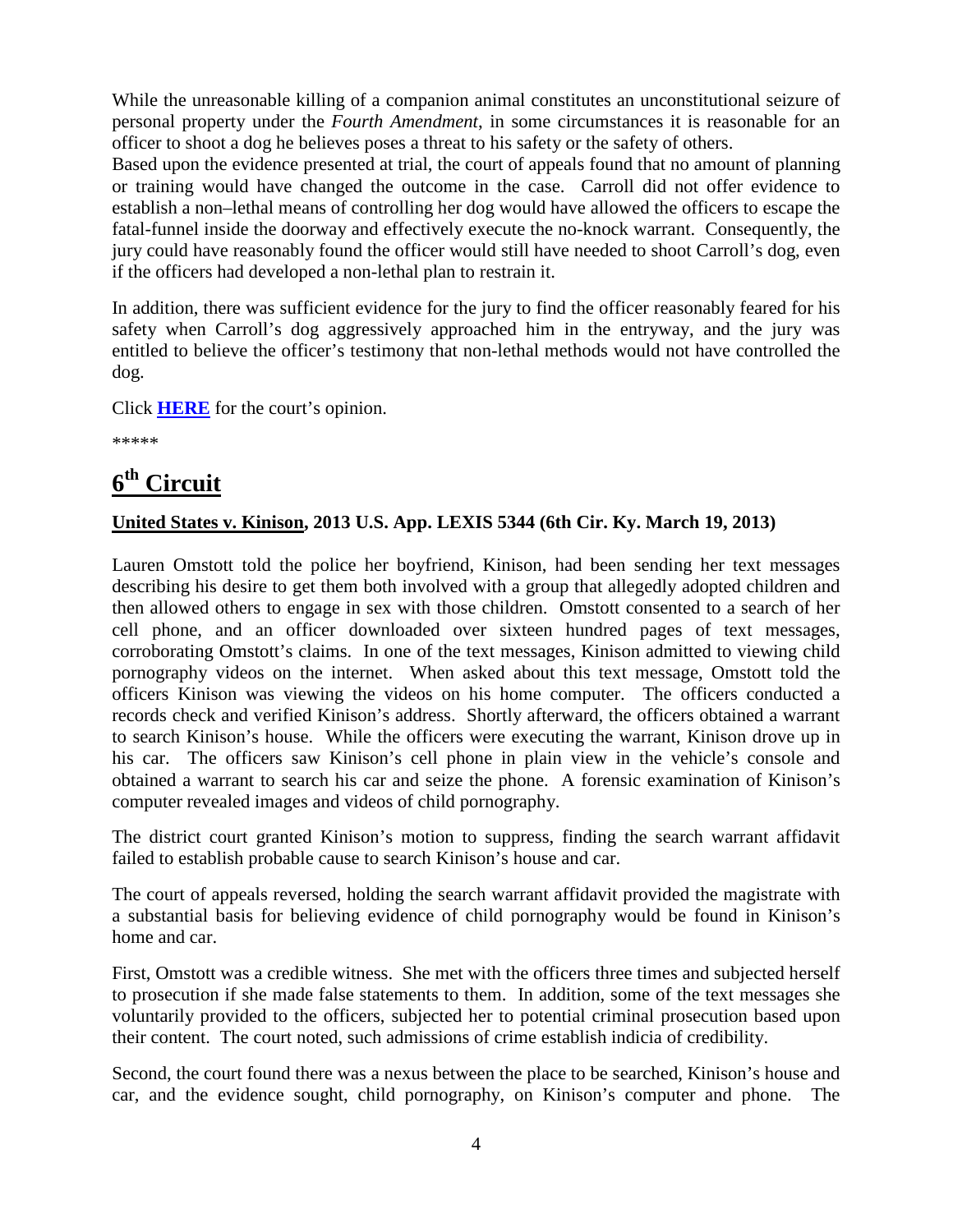While the unreasonable killing of a companion animal constitutes an unconstitutional seizure of personal property under the *Fourth Amendment*, in some circumstances it is reasonable for an officer to shoot a dog he believes poses a threat to his safety or the safety of others.

Based upon the evidence presented at trial, the court of appeals found that no amount of planning or training would have changed the outcome in the case. Carroll did not offer evidence to establish a non–lethal means of controlling her dog would have allowed the officers to escape the fatal-funnel inside the doorway and effectively execute the no-knock warrant. Consequently, the jury could have reasonably found the officer would still have needed to shoot Carroll's dog, even if the officers had developed a non-lethal plan to restrain it.

In addition, there was sufficient evidence for the jury to find the officer reasonably feared for his safety when Carroll's dog aggressively approached him in the entryway, and the jury was entitled to believe the officer's testimony that non-lethal methods would not have controlled the dog.

Click **HERE** for the court's opinion.

*****

# 6th Circuit

**United States v. Kinison, 2013 U.S. App. LEXIS 5344 (6th Cir. Ky. March 19, 2013)**

Lauren Omstott told the police her boyfriend, Kinison, had been sending her text messages describing his desire to get them both involved with a group that allegedly adopted children and then allowed others to engage in sex with those children. Omstott consented to a search of her cell phone, and an officer downloaded over sixteen hundred pages of text messages, corroborating Omstott's claims. In one of the text messages, Kinison admitted to viewing child pornography videos on the internet. When asked about this text message, Omstott told the officers Kinison was viewing the videos on his home computer. The officers conducted a records check and verified Kinison's address. Shortly afterward, the officers obtained a warrant to search Kinison's house. While the officers were executing the warrant, Kinison drove up in his car. The officers saw Kinison's cell phone in plain view in the vehicle's console and obtained a warrant to search his car and seize the phone. A forensic examination of Kinison's computer revealed images and videos of child pornography.

The district court granted Kinison's motion to suppress, finding the search warrant affidavit failed to establish probable cause to search Kinison's house and car.

The court of appeals reversed, holding the search warrant affidavit provided the magistrate with a substantial basis for believing evidence of child pornography would be found in Kinison's home and car.

First, Omstott was a credible witness. She met with the officers three times and subjected herself to prosecution if she made false statements to them. In addition, some of the text messages she voluntarily provided to the officers, subjected her to potential criminal prosecution based upon their content. The court noted, such admissions of crime establish indicia of credibility.

Second, the court found there was a nexus between the place to be searched, Kinison's house and car, and the evidence sought, child pornography, on Kinison's computer and phone. The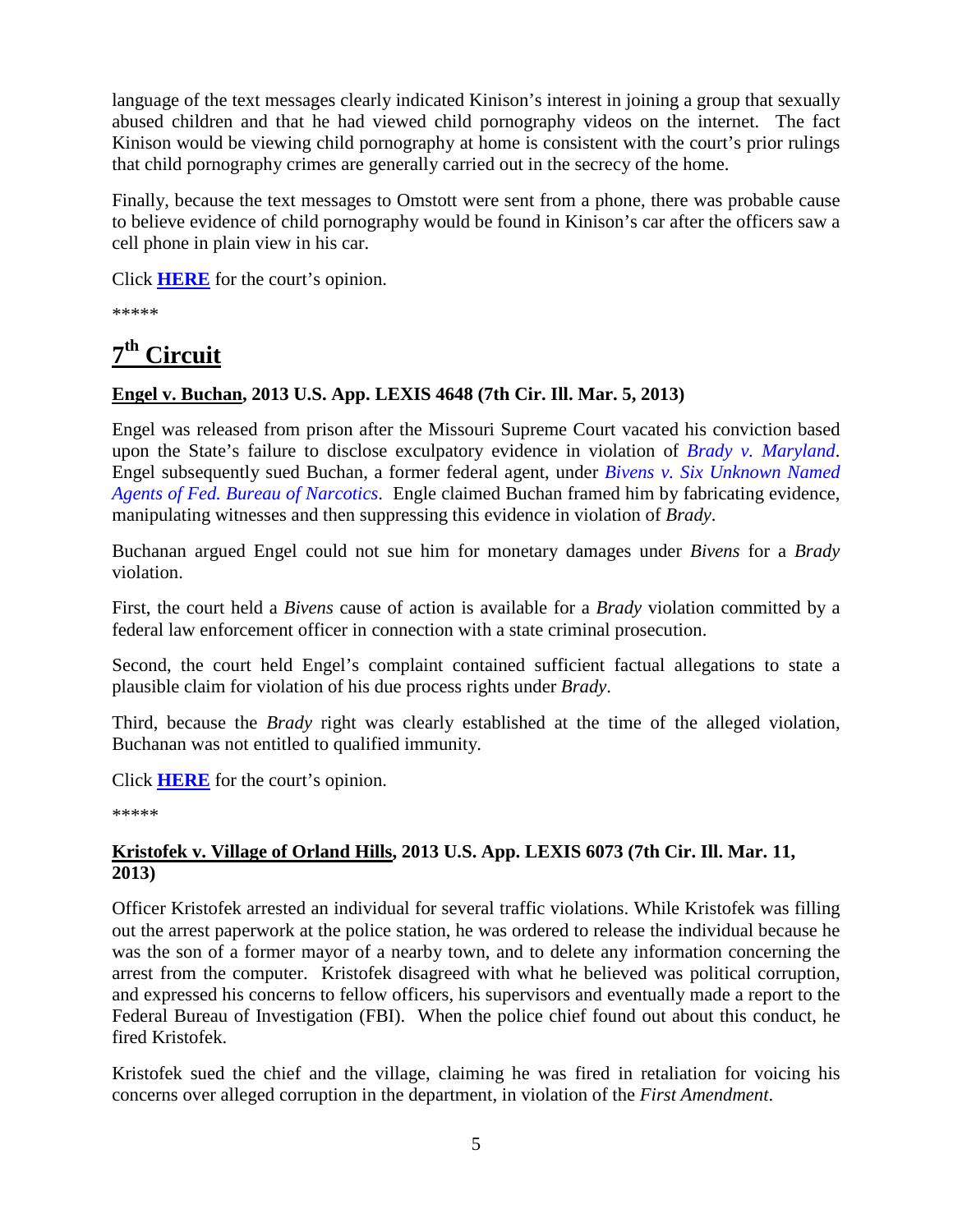language of the text messages clearly indicated Kinison's interest in joining a group that sexually abused children and that he had viewed child pornography videos on the internet. The fact Kinison would be viewing child pornography at home is consistent with the court's prior rulings that child pornography crimes are generally carried out in the secrecy of the home.

Finally, because the text messages to Omstott were sent from a phone, there was probable cause to believe evidence of child pornography would be found in Kinison's car after the officers saw a cell phone in plain view in his car.

Click **HERE** for the court's opinion.

*****

## 7th Circuit

**Engel v. Buchan, 2013 U.S. App. LEXIS 4648 (7th Cir. Ill. Mar. 5, 2013)**

Engel was released from prison after the Missouri Supreme Court vacated his conviction based upon the State's failure to disclose exculpatory evidence in violation of *Brady v. Maryland*. Engel subsequently sued Buchan, a former federal agent, under *Bivens v. Six Unknown Named Agents of Fed. Bureau of Narcotics*. Engle claimed Buchan framed him by fabricating evidence, manipulating witnesses and then suppressing this evidence in violation of *Brady*.

Buchanan argued Engel could not sue him for monetary damages under *Bivens* for a *Brady* violation.

First, the court held a *Bivens* cause of action is available for a *Brady* violation committed by a federal law enforcement officer in connection with a state criminal prosecution.

Second, the court held Engel's complaint contained sufficient factual allegations to state a plausible claim for violation of his due process rights under *Brady*.

Third, because the *Brady* right was clearly established at the time of the alleged violation, Buchanan was not entitled to qualified immunity.

Click **HERE** for the court's opinion.

*****

**Kristofek v. Village of Orland Hills, 2013 U.S. App. LEXIS 6073 (7th Cir. Ill. Mar. 11, 2013)**

Officer Kristofek arrested an individual for several traffic violations. While Kristofek was filling out the arrest paperwork at the police station, he was ordered to release the individual because he was the son of a former mayor of a nearby town, and to delete any information concerning the arrest from the computer. Kristofek disagreed with what he believed was political corruption, and expressed his concerns to fellow officers, his supervisors and eventually made a report to the Federal Bureau of Investigation (FBI). When the police chief found out about this conduct, he fired Kristofek.

Kristofek sued the chief and the village, claiming he was fired in retaliation for voicing his concerns over alleged corruption in the department, in violation of the *First Amendment*.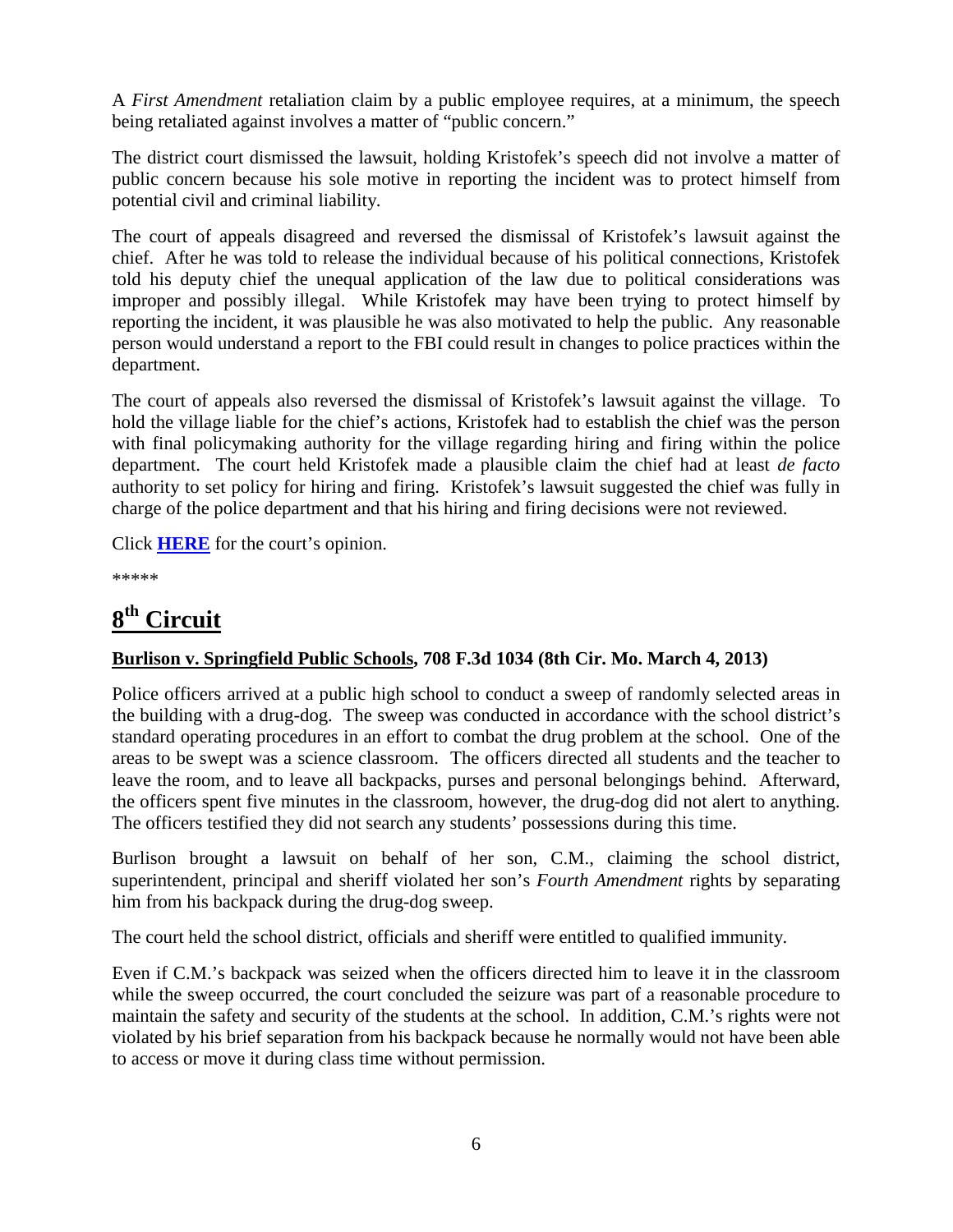A *First Amendment* retaliation claim by a public employee requires, at a minimum, the speech being retaliated against involves a matter of "public concern."

The district court dismissed the lawsuit, holding Kristofek's speech did not involve a matter of public concern because his sole motive in reporting the incident was to protect himself from potential civil and criminal liability.

The court of appeals disagreed and reversed the dismissal of Kristofek's lawsuit against the chief. After he was told to release the individual because of his political connections, Kristofek told his deputy chief the unequal application of the law due to political considerations was improper and possibly illegal. While Kristofek may have been trying to protect himself by reporting the incident, it was plausible he was also motivated to help the public. Any reasonable person would understand a report to the FBI could result in changes to police practices within the department.

The court of appeals also reversed the dismissal of Kristofek's lawsuit against the village. To hold the village liable for the chief's actions, Kristofek had to establish the chief was the person with final policymaking authority for the village regarding hiring and firing within the police department. The court held Kristofek made a plausible claim the chief had at least *de facto* authority to set policy for hiring and firing. Kristofek's lawsuit suggested the chief was fully in charge of the police department and that his hiring and firing decisions were not reviewed.

Click **HERE** for the court's opinion.

*****

# 8th Circuit

**Burlison v. Springfield Public Schools, 708 F.3d 1034 (8th Cir. Mo. March 4, 2013)**

Police officers arrived at a public high school to conduct a sweep of randomly selected areas in the building with a drug-dog. The sweep was conducted in accordance with the school district's standard operating procedures in an effort to combat the drug problem at the school. One of the areas to be swept was a science classroom. The officers directed all students and the teacher to leave the room, and to leave all backpacks, purses and personal belongings behind. Afterward, the officers spent five minutes in the classroom, however, the drug-dog did not alert to anything. The officers testified they did not search any students' possessions during this time.

Burlison brought a lawsuit on behalf of her son, C.M., claiming the school district, superintendent, principal and sheriff violated her son's *Fourth Amendment* rights by separating him from his backpack during the drug-dog sweep.

The court held the school district, officials and sheriff were entitled to qualified immunity.

Even if C.M.'s backpack was seized when the officers directed him to leave it in the classroom while the sweep occurred, the court concluded the seizure was part of a reasonable procedure to maintain the safety and security of the students at the school. In addition, C.M.'s rights were not violated by his brief separation from his backpack because he normally would not have been able to access or move it during class time without permission.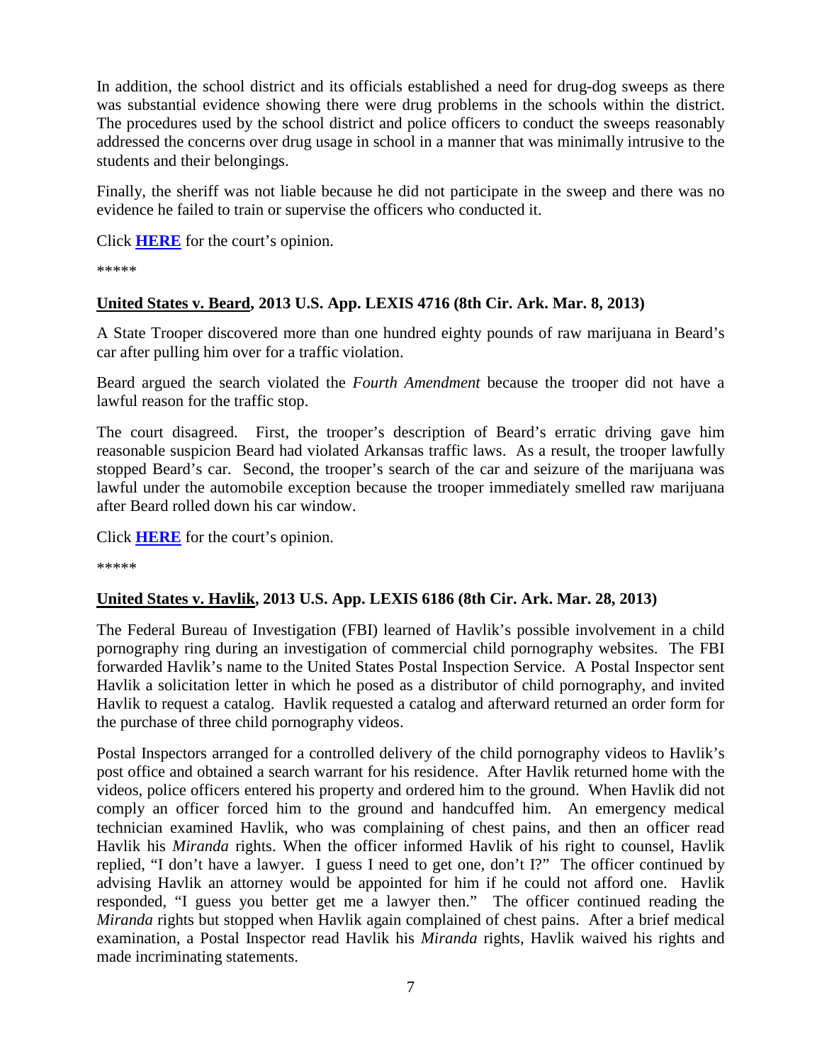In addition, the school district and its officials established a need for drug-dog sweeps as there was substantial evidence showing there were drug problems in the schools within the district. The procedures used by the school district and police officers to conduct the sweeps reasonably addressed the concerns over drug usage in school in a manner that was minimally intrusive to the students and their belongings.

Finally, the sheriff was not liable because he did not participate in the sweep and there was no evidence he failed to train or supervise the officers who conducted it.

Click **HERE** for the court's opinion.

*****

### **United States v. Beard, 2013 U.S. App. LEXIS 4716 (8th Cir. Ark. Mar. 8, 2013)**

A State Trooper discovered more than one hundred eighty pounds of raw marijuana in Beard's car after pulling him over for a traffic violation.

Beard argued the search violated the *Fourth Amendment* because the trooper did not have a lawful reason for the traffic stop.

The court disagreed. First, the trooper's description of Beard's erratic driving gave him reasonable suspicion Beard had violated Arkansas traffic laws. As a result, the trooper lawfully stopped Beard's car. Second, the trooper's search of the car and seizure of the marijuana was lawful under the automobile exception because the trooper immediately smelled raw marijuana after Beard rolled down his car window.

Click **HERE** for the court's opinion.

*****

### **United States v. Havlik, 2013 U.S. App. LEXIS 6186 (8th Cir. Ark. Mar. 28, 2013)**

The Federal Bureau of Investigation (FBI) learned of Havlik's possible involvement in a child pornography ring during an investigation of commercial child pornography websites. The FBI forwarded Havlik's name to the United States Postal Inspection Service. A Postal Inspector sent Havlik a solicitation letter in which he posed as a distributor of child pornography, and invited Havlik to request a catalog. Havlik requested a catalog and afterward returned an order form for the purchase of three child pornography videos.

Postal Inspectors arranged for a controlled delivery of the child pornography videos to Havlik's post office and obtained a search warrant for his residence. After Havlik returned home with the videos, police officers entered his property and ordered him to the ground. When Havlik did not comply an officer forced him to the ground and handcuffed him. An emergency medical technician examined Havlik, who was complaining of chest pains, and then an officer read Havlik his *Miranda* rights. When the officer informed Havlik of his right to counsel, Havlik replied, "I don't have a lawyer. I guess I need to get one, don't I?" The officer continued by advising Havlik an attorney would be appointed for him if he could not afford one. Havlik responded, "I guess you better get me a lawyer then." The officer continued reading the *Miranda* rights but stopped when Havlik again complained of chest pains. After a brief medical examination, a Postal Inspector read Havlik his *Miranda* rights, Havlik waived his rights and made incriminating statements.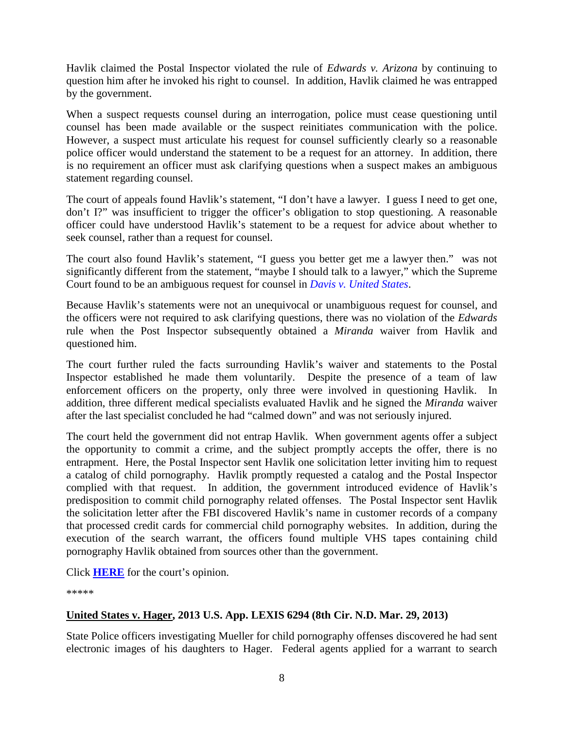Havlik claimed the Postal Inspector violated the rule of *Edwards v. Arizona* by continuing to question him after he invoked his right to counsel. In addition, Havlik claimed he was entrapped by the government.

When a suspect requests counsel during an interrogation, police must cease questioning until counsel has been made available or the suspect reinitiates communication with the police. However, a suspect must articulate his request for counsel sufficiently clearly so a reasonable police officer would understand the statement to be a request for an attorney. In addition, there is no requirement an officer must ask clarifying questions when a suspect makes an ambiguous statement regarding counsel.

The court of appeals found Havlik's statement, "I don't have a lawyer. I guess I need to get one, don't I?" was insufficient to trigger the officer's obligation to stop questioning. A reasonable officer could have understood Havlik's statement to be a request for advice about whether to seek counsel, rather than a request for counsel.

The court also found Havlik's statement, "I guess you better get me a lawyer then." was not significantly different from the statement, "maybe I should talk to a lawyer," which the Supreme Court found to be an ambiguous request for counsel in *Davis v. United States*.

Because Havlik's statements were not an unequivocal or unambiguous request for counsel, and the officers were not required to ask clarifying questions, there was no violation of the *Edwards* rule when the Post Inspector subsequently obtained a *Miranda* waiver from Havlik and questioned him.

The court further ruled the facts surrounding Havlik's waiver and statements to the Postal Inspector established he made them voluntarily. Despite the presence of a team of law enforcement officers on the property, only three were involved in questioning Havlik. In addition, three different medical specialists evaluated Havlik and he signed the *Miranda* waiver after the last specialist concluded he had "calmed down" and was not seriously injured.

The court held the government did not entrap Havlik. When government agents offer a subject the opportunity to commit a crime, and the subject promptly accepts the offer, there is no entrapment. Here, the Postal Inspector sent Havlik one solicitation letter inviting him to request a catalog of child pornography. Havlik promptly requested a catalog and the Postal Inspector complied with that request. In addition, the government introduced evidence of Havlik's predisposition to commit child pornography related offenses. The Postal Inspector sent Havlik the solicitation letter after the FBI discovered Havlik's name in customer records of a company that processed credit cards for commercial child pornography websites. In addition, during the execution of the search warrant, the officers found multiple VHS tapes containing child pornography Havlik obtained from sources other than the government.

Click **HERE** for the court's opinion.

*****

### United States v. Hager, 2013 U.S. App. LEXIS 6294 (8th Cir. N.D. Mar. 29, 2013)

State Police officers investigating Mueller for child pornography offenses discovered he had sent electronic images of his daughters to Hager. Federal agents applied for a warrant to search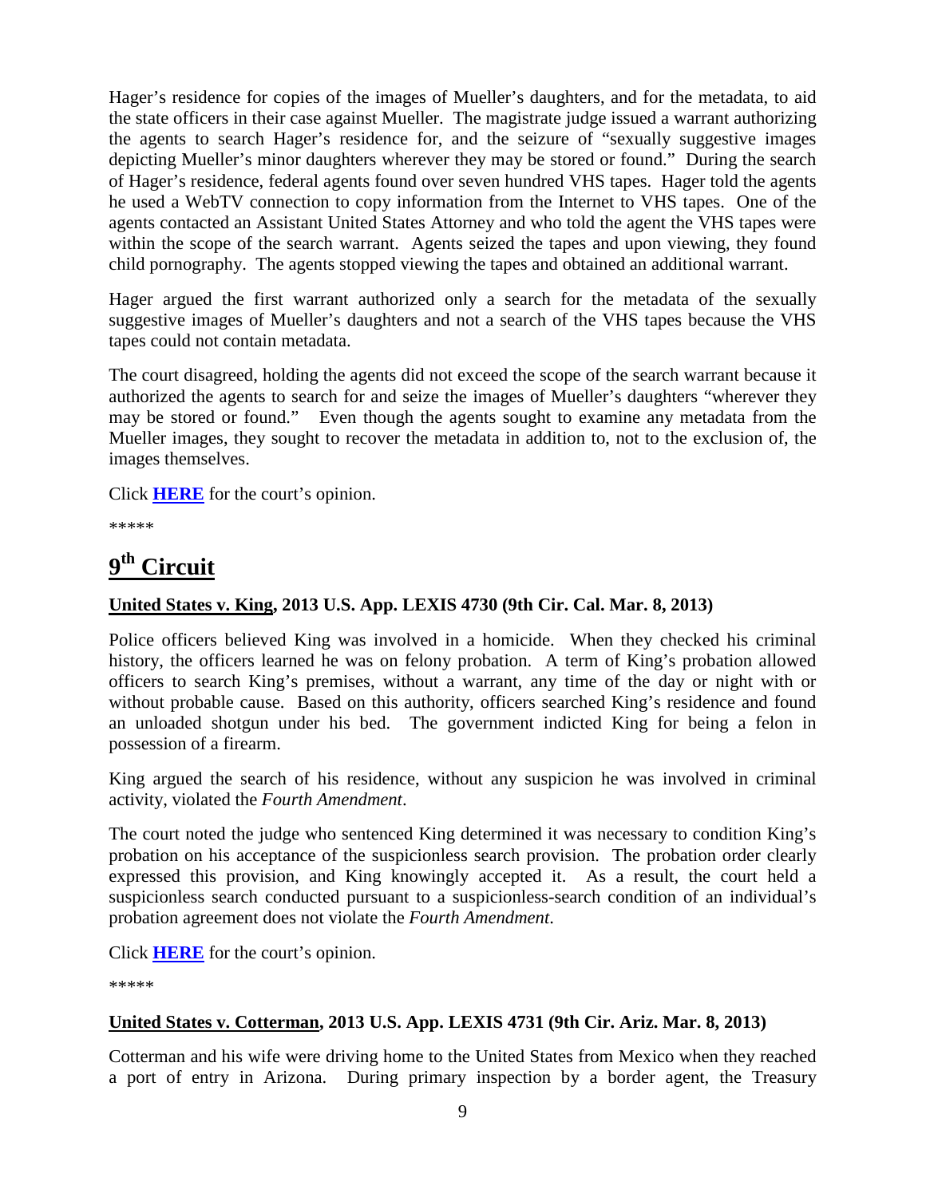Hager's residence for copies of the images of Mueller's daughters, and for the metadata, to aid the state officers in their case against Mueller. The magistrate judge issued a warrant authorizing the agents to search Hager's residence for, and the seizure of "sexually suggestive images depicting Mueller's minor daughters wherever they may be stored or found." During the search of Hager's residence, federal agents found over seven hundred VHS tapes. Hager told the agents he used a WebTV connection to copy information from the Internet to VHS tapes. One of the agents contacted an Assistant United States Attorney and who told the agent the VHS tapes were within the scope of the search warrant. Agents seized the tapes and upon viewing, they found child pornography. The agents stopped viewing the tapes and obtained an additional warrant.

Hager argued the first warrant authorized only a search for the metadata of the sexually suggestive images of Mueller's daughters and not a search of the VHS tapes because the VHS tapes could not contain metadata.

The court disagreed, holding the agents did not exceed the scope of the search warrant because it authorized the agents to search for and seize the images of Mueller's daughters "wherever they may be stored or found." Even though the agents sought to examine any metadata from the Mueller images, they sought to recover the metadata in addition to, not to the exclusion of, the images themselves.

Click **HERE** for the court's opinion.

*****

# 9th Circuit

**United States v. King, 2013 U.S. App. LEXIS 4730 (9th Cir. Cal. Mar. 8, 2013)**

Police officers believed King was involved in a homicide. When they checked his criminal history, the officers learned he was on felony probation. A term of King's probation allowed officers to search King's premises, without a warrant, any time of the day or night with or without probable cause. Based on this authority, officers searched King's residence and found an unloaded shotgun under his bed. The government indicted King for being a felon in possession of a firearm.

King argued the search of his residence, without any suspicion he was involved in criminal activity, violated the *Fourth Amendment*.

The court noted the judge who sentenced King determined it was necessary to condition King's probation on his acceptance of the suspicionless search provision. The probation order clearly expressed this provision, and King knowingly accepted it. As a result, the court held a suspicionless search conducted pursuant to a suspicionless-search condition of an individual's probation agreement does not violate the *Fourth Amendment*.

Click **HERE** for the court's opinion.

*****

**United States v. Cotterman, 2013 U.S. App. LEXIS 4731 (9th Cir. Ariz. Mar. 8, 2013)**

Cotterman and his wife were driving home to the United States from Mexico when they reached a port of entry in Arizona. During primary inspection by a border agent, the Treasury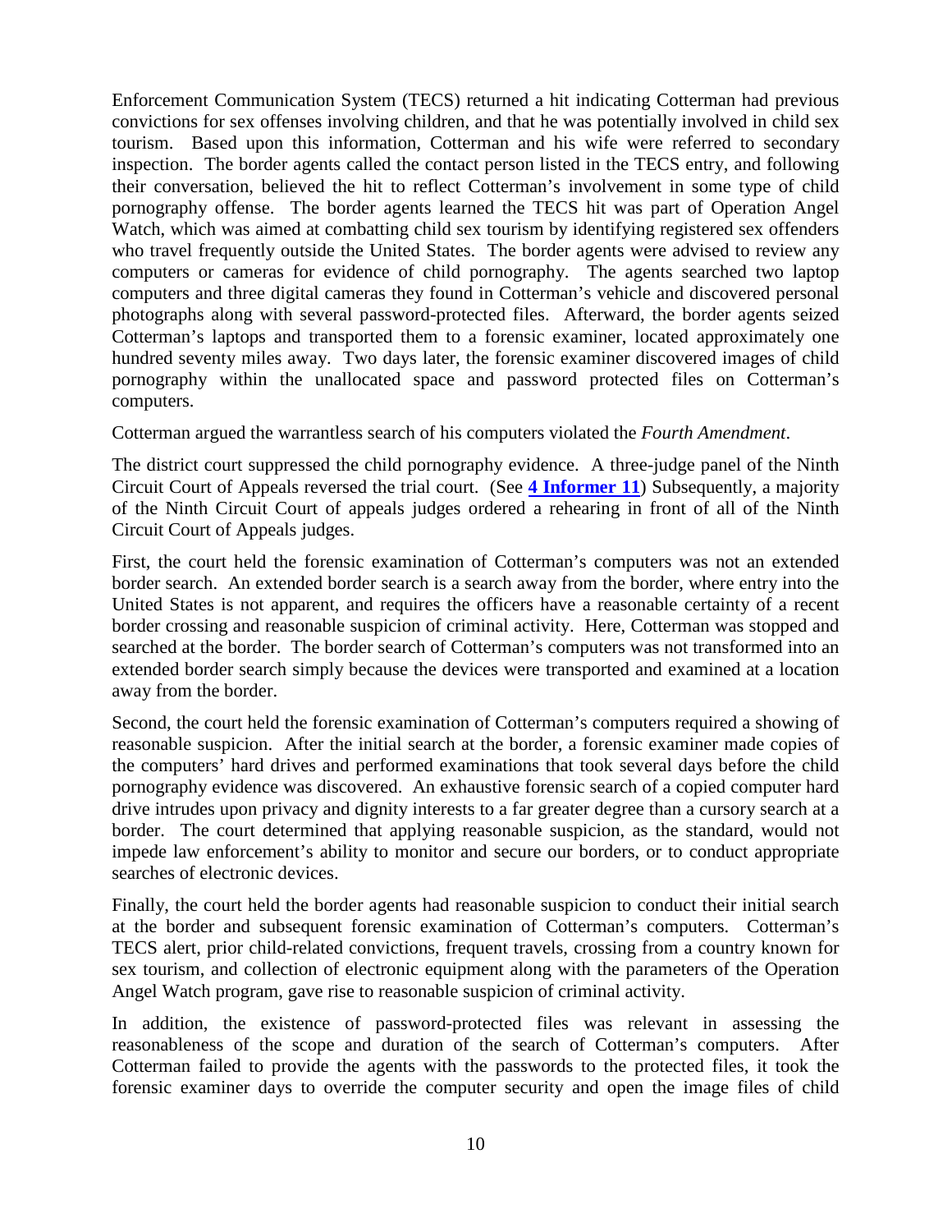Enforcement Communication System (TECS) returned a hit indicating Cotterman had previous convictions for sex offenses involving children, and that he was potentially involved in child sex tourism. Based upon this information, Cotterman and his wife were referred to secondary inspection. The border agents called the contact person listed in the TECS entry, and following their conversation, believed the hit to reflect Cotterman's involvement in some type of child pornography offense. The border agents learned the TECS hit was part of Operation Angel Watch, which was aimed at combatting child sex tourism by identifying registered sex offenders who travel frequently outside the United States. The border agents were advised to review any computers or cameras for evidence of child pornography. The agents searched two laptop computers and three digital cameras they found in Cotterman's vehicle and discovered personal photographs along with several password-protected files. Afterward, the border agents seized Cotterman's laptops and transported them to a forensic examiner, located approximately one hundred seventy miles away. Two days later, the forensic examiner discovered images of child pornography within the unallocated space and password protected files on Cotterman's computers.

Cotterman argued the warrantless search of his computers violated the *Fourth Amendment*.

The district court suppressed the child pornography evidence. A three-judge panel of the Ninth Circuit Court of Appeals reversed the trial court. (See **4 Informer 11**) Subsequently, a majority of the Ninth Circuit Court of appeals judges ordered a rehearing in front of all of the Ninth Circuit Court of Appeals judges.

First, the court held the forensic examination of Cotterman's computers was not an extended border search. An extended border search is a search away from the border, where entry into the United States is not apparent, and requires the officers have a reasonable certainty of a recent border crossing and reasonable suspicion of criminal activity. Here, Cotterman was stopped and searched at the border. The border search of Cotterman's computers was not transformed into an extended border search simply because the devices were transported and examined at a location away from the border.

Second, the court held the forensic examination of Cotterman's computers required a showing of reasonable suspicion. After the initial search at the border, a forensic examiner made copies of the computers' hard drives and performed examinations that took several days before the child pornography evidence was discovered. An exhaustive forensic search of a copied computer hard drive intrudes upon privacy and dignity interests to a far greater degree than a cursory search at a border. The court determined that applying reasonable suspicion, as the standard, would not impede law enforcement's ability to monitor and secure our borders, or to conduct appropriate searches of electronic devices.

Finally, the court held the border agents had reasonable suspicion to conduct their initial search at the border and subsequent forensic examination of Cotterman's computers. Cotterman's TECS alert, prior child-related convictions, frequent travels, crossing from a country known for sex tourism, and collection of electronic equipment along with the parameters of the Operation Angel Watch program, gave rise to reasonable suspicion of criminal activity.

In addition, the existence of password-protected files was relevant in assessing the reasonableness of the scope and duration of the search of Cotterman's computers. After Cotterman failed to provide the agents with the passwords to the protected files, it took the forensic examiner days to override the computer security and open the image files of child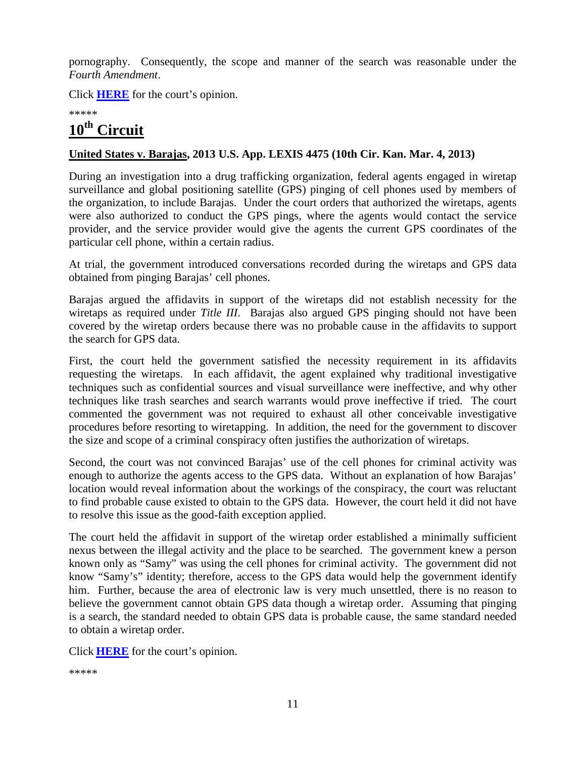pornography. Consequently, the scope and manner of the search was reasonable under the *Fourth Amendment*.

Click **HERE** for the court's opinion.

*****

# 10th Circuit

**United States v. Barajas, 2013 U.S. App. LEXIS 4475 (10th Cir. Kan. Mar. 4, 2013)**

During an investigation into a drug trafficking organization, federal agents engaged in wiretap surveillance and global positioning satellite (GPS) pinging of cell phones used by members of the organization, to include Barajas. Under the court orders that authorized the wiretaps, agents were also authorized to conduct the GPS pings, where the agents would contact the service provider, and the service provider would give the agents the current GPS coordinates of the particular cell phone, within a certain radius.

At trial, the government introduced conversations recorded during the wiretaps and GPS data obtained from pinging Barajas' cell phones.

Barajas argued the affidavits in support of the wiretaps did not establish necessity for the wiretaps as required under *Title III*. Barajas also argued GPS pinging should not have been covered by the wiretap orders because there was no probable cause in the affidavits to support the search for GPS data.

First, the court held the government satisfied the necessity requirement in its affidavits requesting the wiretaps. In each affidavit, the agent explained why traditional investigative techniques such as confidential sources and visual surveillance were ineffective, and why other techniques like trash searches and search warrants would prove ineffective if tried. The court commented the government was not required to exhaust all other conceivable investigative procedures before resorting to wiretapping. In addition, the need for the government to discover the size and scope of a criminal conspiracy often justifies the authorization of wiretaps.

Second, the court was not convinced Barajas' use of the cell phones for criminal activity was enough to authorize the agents access to the GPS data. Without an explanation of how Barajas' location would reveal information about the workings of the conspiracy, the court was reluctant to find probable cause existed to obtain to the GPS data. However, the court held it did not have to resolve this issue as the good-faith exception applied.

The court held the affidavit in support of the wiretap order established a minimally sufficient nexus between the illegal activity and the place to be searched. The government knew a person known only as "Samy" was using the cell phones for criminal activity. The government did not know "Samy's" identity; therefore, access to the GPS data would help the government identify him. Further, because the area of electronic law is very much unsettled, there is no reason to believe the government cannot obtain GPS data though a wiretap order. Assuming that pinging is a search, the standard needed to obtain GPS data is probable cause, the same standard needed to obtain a wiretap order.

Click **HERE** for the court's opinion.

*****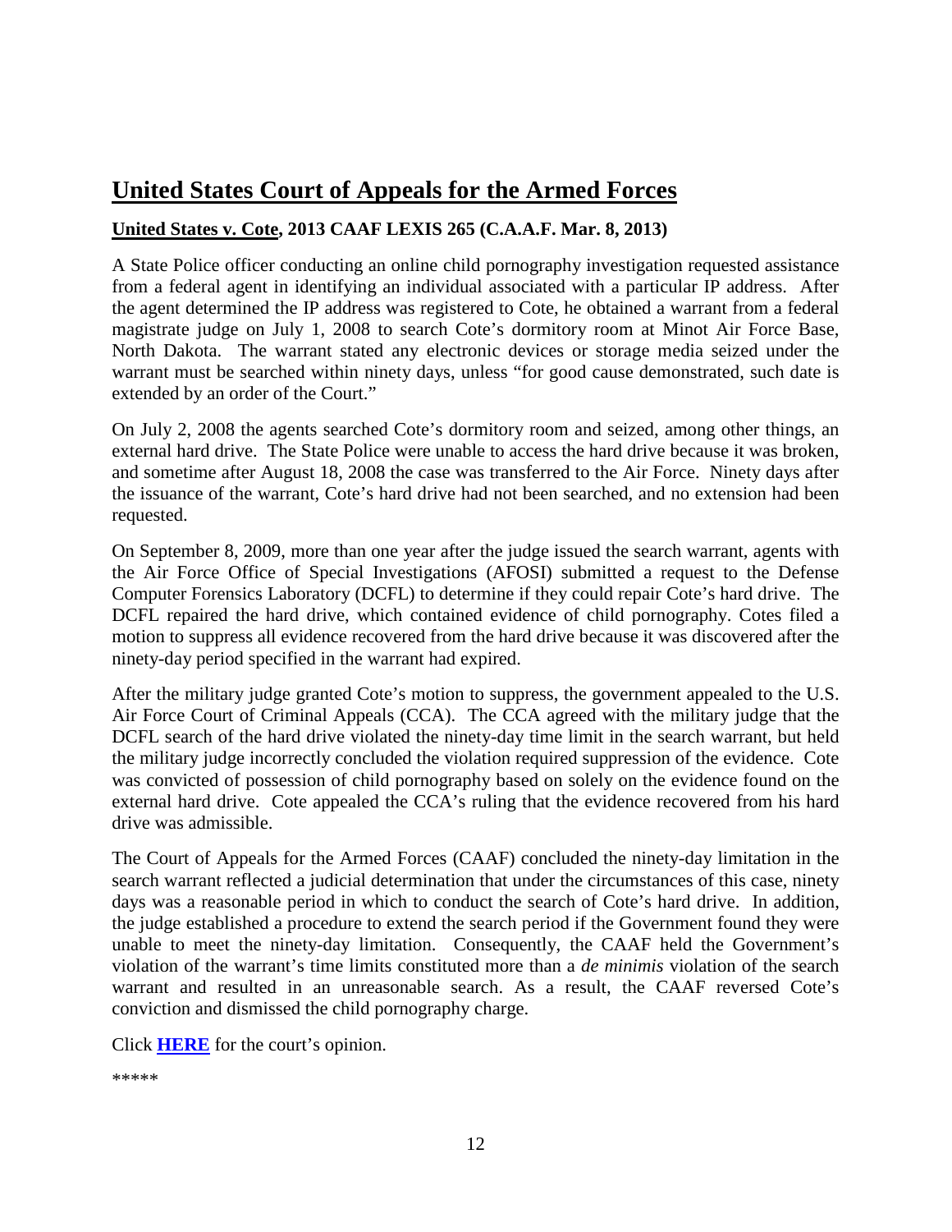# United States Court of Appeals for the Armed Forces

**United States v. Cote, 2013 CAAF LEXIS 265 (C.A.A.F. Mar. 8, 2013)**

A State Police officer conducting an online child pornography investigation requested assistance from a federal agent in identifying an individual associated with a particular IP address. After the agent determined the IP address was registered to Cote, he obtained a warrant from a federal magistrate judge on July 1, 2008 to search Cote's dormitory room at Minot Air Force Base, North Dakota. The warrant stated any electronic devices or storage media seized under the warrant must be searched within ninety days, unless "for good cause demonstrated, such date is extended by an order of the Court."

On July 2, 2008 the agents searched Cote's dormitory room and seized, among other things, an external hard drive. The State Police were unable to access the hard drive because it was broken, and sometime after August 18, 2008 the case was transferred to the Air Force. Ninety days after the issuance of the warrant, Cote's hard drive had not been searched, and no extension had been requested.

On September 8, 2009, more than one year after the judge issued the search warrant, agents with the Air Force Office of Special Investigations (AFOSI) submitted a request to the Defense Computer Forensics Laboratory (DCFL) to determine if they could repair Cote's hard drive. The DCFL repaired the hard drive, which contained evidence of child pornography. Cotes filed a motion to suppress all evidence recovered from the hard drive because it was discovered after the ninety-day period specified in the warrant had expired.

After the military judge granted Cote's motion to suppress, the government appealed to the U.S. Air Force Court of Criminal Appeals (CCA). The CCA agreed with the military judge that the DCFL search of the hard drive violated the ninety-day time limit in the search warrant, but held the military judge incorrectly concluded the violation required suppression of the evidence. Cote was convicted of possession of child pornography based on solely on the evidence found on the external hard drive. Cote appealed the CCA's ruling that the evidence recovered from his hard drive was admissible.

The Court of Appeals for the Armed Forces (CAAF) concluded the ninety-day limitation in the search warrant reflected a judicial determination that under the circumstances of this case, ninety days was a reasonable period in which to conduct the search of Cote's hard drive. In addition, the judge established a procedure to extend the search period if the Government found they were unable to meet the ninety-day limitation. Consequently, the CAAF held the Government's violation of the warrant's time limits constituted more than a *de minimis* violation of the search warrant and resulted in an unreasonable search. As a result, the CAAF reversed Cote's conviction and dismissed the child pornography charge.

Click **HERE** for the court's opinion.

*****